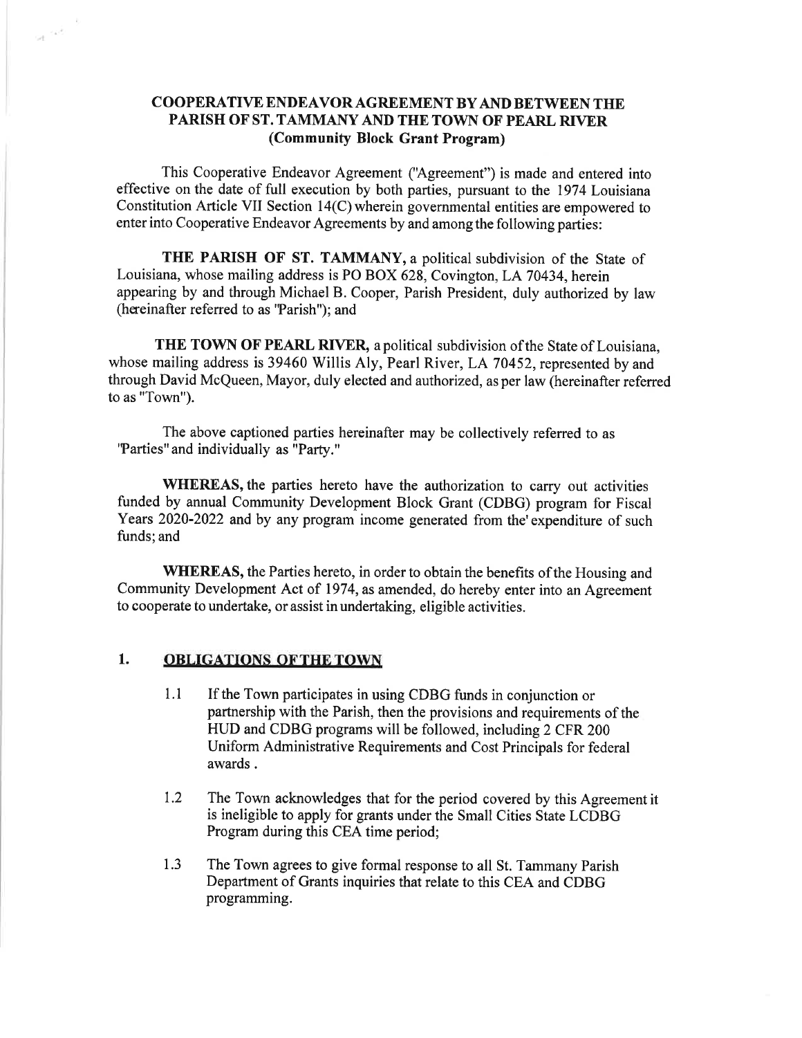# COOPERATIVE ENDEAVOR AGREEMENT BY AND BETWEEN THE PARISH OF ST. TAMMANY AND THE TOWN OF PEARL RIVER

**(Community Block Grant Program)**

This Cooperative Endeavor Agreement ("Agreement") is made and entered into effective on the date of full execution by both parties, pursuant to the 1974 Louisiana Constitution Article VII Section 14(C) wherein governmental entities are empowered to enter into Cooperative Endeavor Agreements by and among the following parties:

**THE PARISH OF ST. TAMMANY,** a political subdivision of the State of Louisiana, whose mailing address is PO BOX 628, Covington, LA 70434, herein appearing by and through Michael B. Cooper, Parish President, duly authorized by law (hereinafter referred to as "Parish"); and

**THE TOWN OF PEARL RIVER,** a political subdivision of the State of Louisiana, whose mailing address is 39460 Willis Aly, Pearl River, LA 70452, represented by and through David McQueen, Mayor, duly elected and authorized, as per law (hereinafter referred to as "Town").

The above captioned parties hereinafter may be collectively referred to as "Parties" and individually as "Party."

**WHEREAS,** the parties hereto have the authorization to carry out activities funded by annual Community Development Block Grant (CDBG) program for Fiscal Years 2020-2022 and by any program income generated from the' expenditure of such funds; and

**WHEREAS,** the Parties hereto, in order to obtain the benefits of the Housing and Community Development Act of 1974, as amended, do hereby enter into an Agreement to cooperate to undertake, or assist in undertaking, eligible activities.

## 1. OBLIGATIONS OF THE TOWN

1.1 If the Town participates in using CDBG funds in conjunction or partnership with the Parish, then the provisions and requirements of the HUD and CDBG programs will be followed, including 2 CFR 200 Uniform Administrative Requirements and Cost Principals for federal awards .

1.2 The Town acknowledges that for the period covered by this Agreement it is ineligible to apply for grants under the Small Cities State LCDBG Program during this CEA time period;

1.3 The Town agrees to give formal response to all St. Tammany Parish Department of Grants inquiries that relate to this CEA and CDBG programming.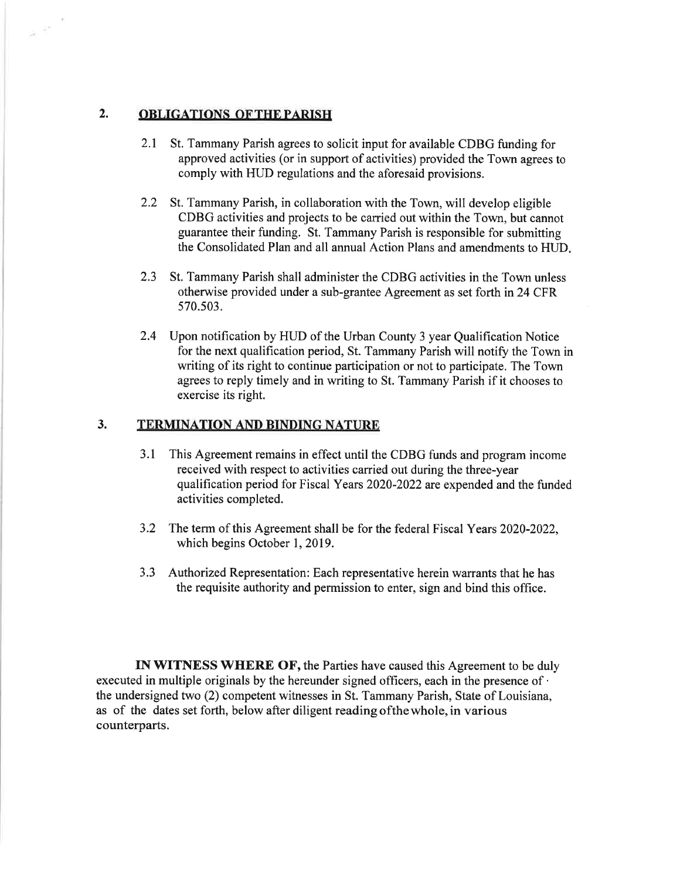## 2. OBLIGATIONS OF THE PARISH

2.1 St. Tammany Parish agrees to solicit input for available CDBG funding for approved activities (or in support of activities) provided the Town agrees to comply with HUD regulations and the aforesaid provisions.

2.2 St. Tammany Parish, in collaboration with the Town, will develop eligible CDBG activities and projects to be carried out within the Town, but cannot guarantee their funding. St. Tammany Parish is responsible for submitting the Consolidated Plan and all annual Action Plans and amendments to HUD.

2.3 St. Tammany Parish shall administer the CDBG activities in the Town unless otherwise provided under a sub-grantee Agreement as set forth in 24 CFR 570.503.

2.4 Upon notification by HUD of the Urban County 3 year Qualification Notice for the next qualification period, St. Tammany Parish will notify the Town in writing of its right to continue participation or not to participate. The Town agrees to reply timely and in writing to St. Tammany Parish if it chooses to exercise its right.

## 3. TERMINATION AND BINDING NATURE

3.1 This Agreement remains in effect until the CDBG funds and program income received with respect to activities carried out during the three-year qualification period for Fiscal Years 2020-2022 are expended and the funded activities completed.

3.2 The term of this Agreement shall be for the federal Fiscal Years 2020-2022, which begins October 1, 2019.

3.3 Authorized Representation: Each representative herein warrants that he has the requisite authority and permission to enter, sign and bind this office.

**IN WITNESS WHERE OF,** the Parties have caused this Agreement to be duly executed in multiple originals by the hereunder signed officers, each in the presence of the undersigned two (2) competent witnesses in St. Tammany Parish, State of Louisiana, as of the dates set forth, below after diligent reading of the whole, in various counterparts.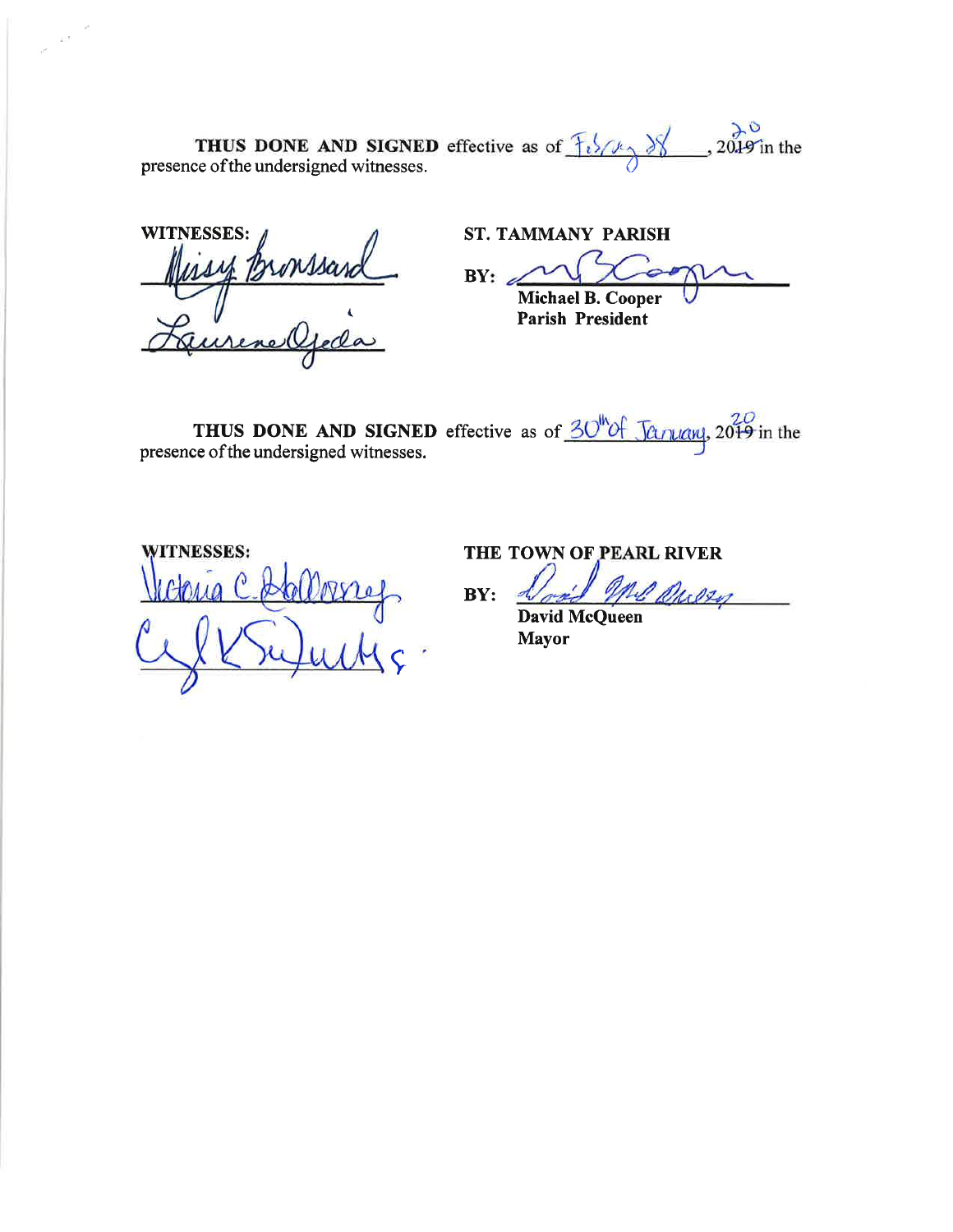**THUS DONE AND SIGNED** effective as of February 28, 2020 in the presence of the undersigned witnesses.

**WITNESSES:**

Missy Broussard

Laurene Ojeda

**ST. TAMMANY PARISH**

**BY:** ______________________
**Michael B. Cooper**
**Parish President**

**THUS DONE AND SIGNED** effective as of 30th of January, 2020 in the presence of the undersigned witnesses.

**WITNESSES:**

Victoria C. Holloway

C. K. Schultz

**THE TOWN OF PEARL RIVER**

**BY:** ______________________
**David McQueen**
**Mayor**